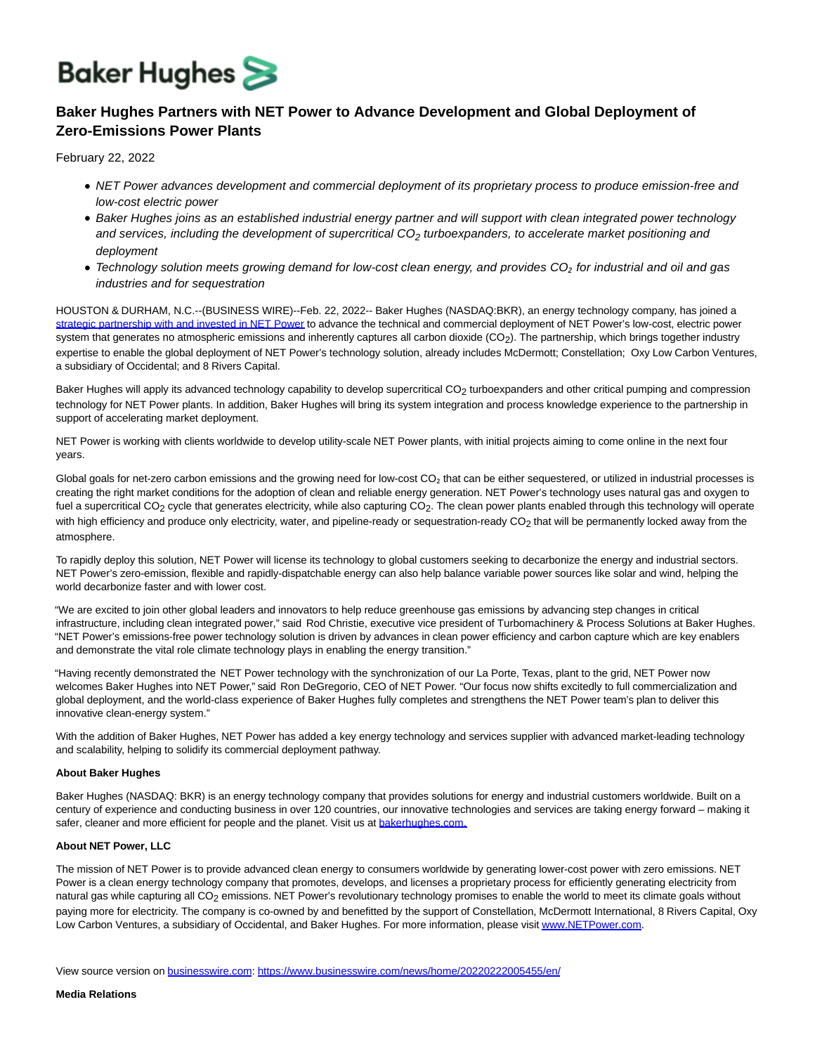Baker Hughes

# Baker Hughes Partners with NET Power to Advance Development and Global Deployment of Zero-Emissions Power Plants

February 22, 2022

- *NET Power advances development and commercial deployment of its proprietary process to produce emission-free and low-cost electric power*
- *Baker Hughes joins as an established industrial energy partner and will support with clean integrated power technology and services, including the development of supercritical $CO_2$ turboexpanders, to accelerate market positioning and deployment*
- *Technology solution meets growing demand for low-cost clean energy, and provides $CO_2$ for industrial and oil and gas industries and for sequestration*

HOUSTON & DURHAM, N.C.--(BUSINESS WIRE)--Feb. 22, 2022-- Baker Hughes (NASDAQ:BKR), an energy technology company, has joined a strategic partnership with and invested in NET Power to advance the technical and commercial deployment of NET Power's low-cost, electric power system that generates no atmospheric emissions and inherently captures all carbon dioxide ($CO_2$). The partnership, which brings together industry expertise to enable the global deployment of NET Power's technology solution, already includes McDermott; Constellation; Oxy Low Carbon Ventures, a subsidiary of Occidental; and 8 Rivers Capital.

Baker Hughes will apply its advanced technology capability to develop supercritical $CO_2$ turboexpanders and other critical pumping and compression technology for NET Power plants. In addition, Baker Hughes will bring its system integration and process knowledge experience to the partnership in support of accelerating market deployment.

NET Power is working with clients worldwide to develop utility-scale NET Power plants, with initial projects aiming to come online in the next four years.

Global goals for net-zero carbon emissions and the growing need for low-cost $CO_2$ that can be either sequestered, or utilized in industrial processes is creating the right market conditions for the adoption of clean and reliable energy generation. NET Power's technology uses natural gas and oxygen to fuel a supercritical $CO_2$ cycle that generates electricity, while also capturing $CO_2$. The clean power plants enabled through this technology will operate with high efficiency and produce only electricity, water, and pipeline-ready or sequestration-ready $CO_2$ that will be permanently locked away from the atmosphere.

To rapidly deploy this solution, NET Power will license its technology to global customers seeking to decarbonize the energy and industrial sectors. NET Power's zero-emission, flexible and rapidly-dispatchable energy can also help balance variable power sources like solar and wind, helping the world decarbonize faster and with lower cost.

"We are excited to join other global leaders and innovators to help reduce greenhouse gas emissions by advancing step changes in critical infrastructure, including clean integrated power," said Rod Christie, executive vice president of Turbomachinery & Process Solutions at Baker Hughes. "NET Power's emissions-free power technology solution is driven by advances in clean power efficiency and carbon capture which are key enablers and demonstrate the vital role climate technology plays in enabling the energy transition."

"Having recently demonstrated the NET Power technology with the synchronization of our La Porte, Texas, plant to the grid, NET Power now welcomes Baker Hughes into NET Power," said Ron DeGregorio, CEO of NET Power. "Our focus now shifts excitedly to full commercialization and global deployment, and the world-class experience of Baker Hughes fully completes and strengthens the NET Power team's plan to deliver this innovative clean-energy system."

With the addition of Baker Hughes, NET Power has added a key energy technology and services supplier with advanced market-leading technology and scalability, helping to solidify its commercial deployment pathway.

**About Baker Hughes**

Baker Hughes (NASDAQ: BKR) is an energy technology company that provides solutions for energy and industrial customers worldwide. Built on a century of experience and conducting business in over 120 countries, our innovative technologies and services are taking energy forward – making it safer, cleaner and more efficient for people and the planet. Visit us at bakerhughes.com.

**About NET Power, LLC**

The mission of NET Power is to provide advanced clean energy to consumers worldwide by generating lower-cost power with zero emissions. NET Power is a clean energy technology company that promotes, develops, and licenses a proprietary process for efficiently generating electricity from natural gas while capturing all $CO_2$ emissions. NET Power's revolutionary technology promises to enable the world to meet its climate goals without paying more for electricity. The company is co-owned by and benefitted by the support of Constellation, McDermott International, 8 Rivers Capital, Oxy Low Carbon Ventures, a subsidiary of Occidental, and Baker Hughes. For more information, please visit www.NETPower.com.

View source version on businesswire.com: https://www.businesswire.com/news/home/20220222005455/en/

**Media Relations**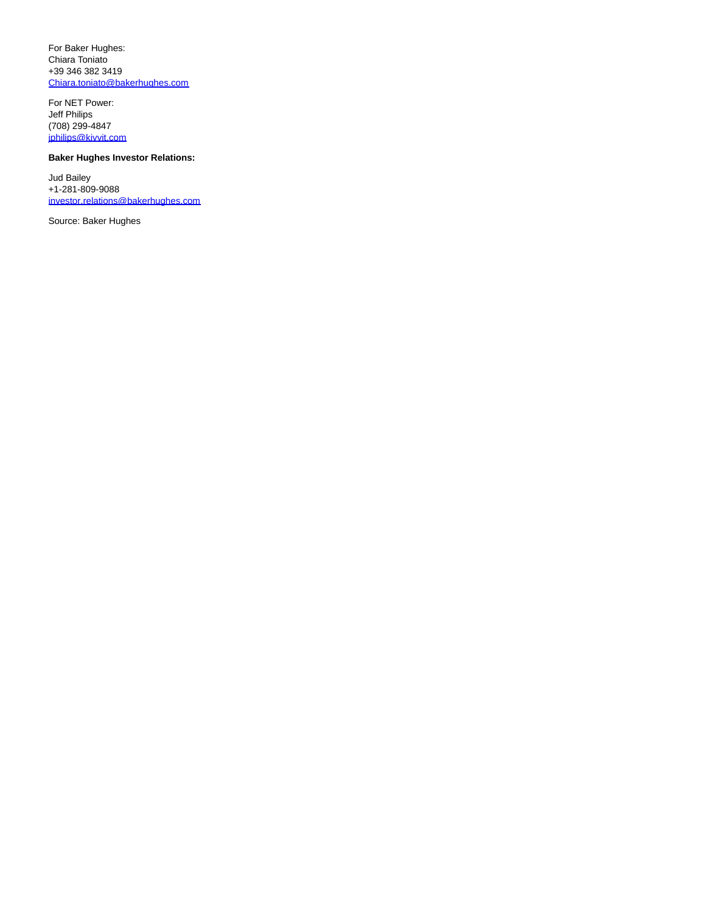For Baker Hughes:
Chiara Toniato
+39 346 382 3419
Chiara.toniato@bakerhughes.com

For NET Power:
Jeff Philips
(708) 299-4847
jphilips@kivvit.com

**Baker Hughes Investor Relations:**

Jud Bailey
+1-281-809-9088
investor.relations@bakerhughes.com

Source: Baker Hughes